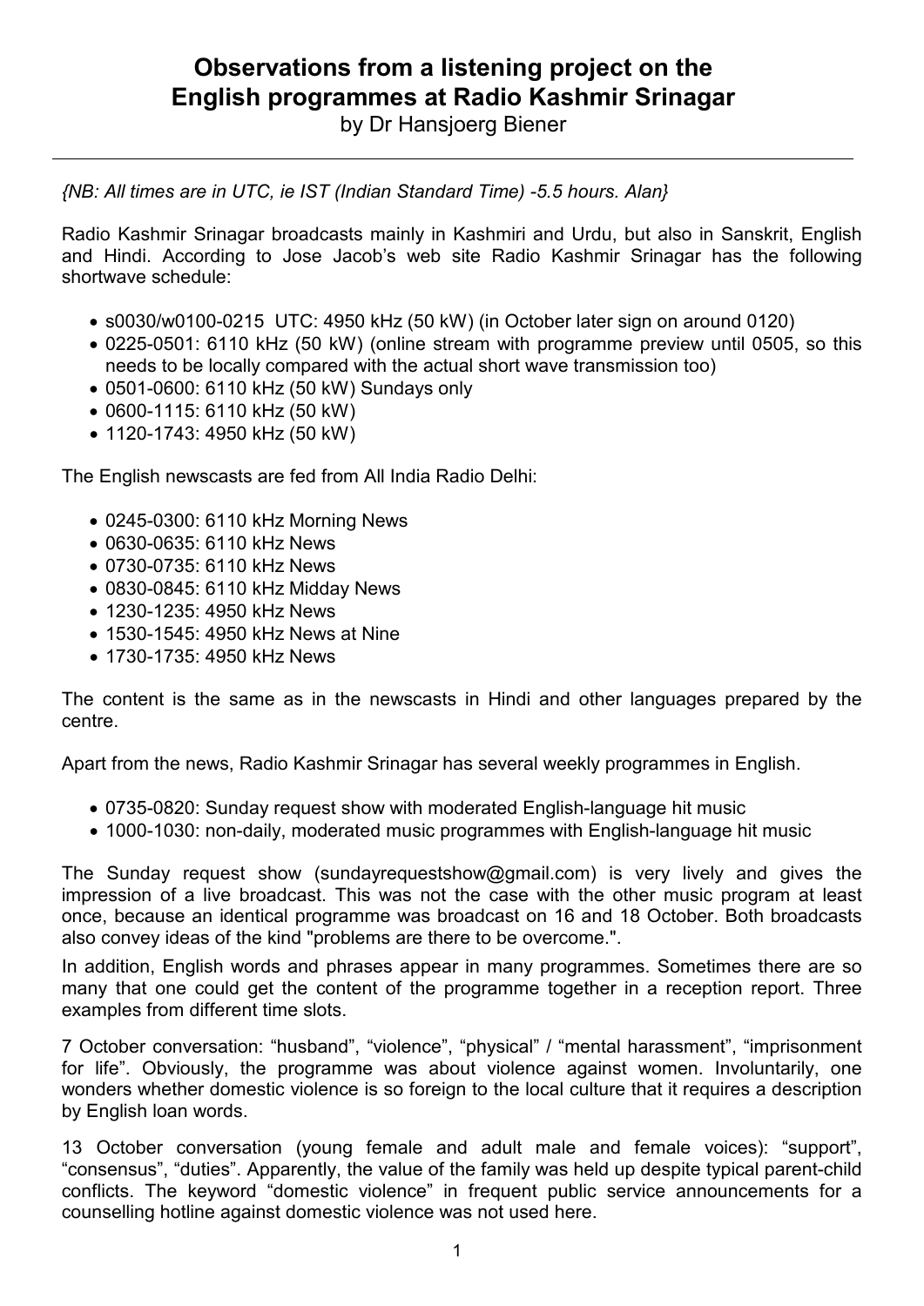# Observations from a listening project on the English programmes at Radio Kashmir Srinagar

by Dr Hansjoerg Biener

---

*{NB: All times are in UTC, ie IST (Indian Standard Time) -5.5 hours. Alan}*

Radio Kashmir Srinagar broadcasts mainly in Kashmiri and Urdu, but also in Sanskrit, English and Hindi. According to Jose Jacob's web site Radio Kashmir Srinagar has the following shortwave schedule:

- s0030/w0100-0215 UTC: 4950 kHz (50 kW) (in October later sign on around 0120)
- 0225-0501: 6110 kHz (50 kW) (online stream with programme preview until 0505, so this needs to be locally compared with the actual short wave transmission too)
- 0501-0600: 6110 kHz (50 kW) Sundays only
- 0600-1115: 6110 kHz (50 kW)
- 1120-1743: 4950 kHz (50 kW)

The English newscasts are fed from All India Radio Delhi:

- 0245-0300: 6110 kHz Morning News
- 0630-0635: 6110 kHz News
- 0730-0735: 6110 kHz News
- 0830-0845: 6110 kHz Midday News
- 1230-1235: 4950 kHz News
- 1530-1545: 4950 kHz News at Nine
- 1730-1735: 4950 kHz News

The content is the same as in the newscasts in Hindi and other languages prepared by the centre.

Apart from the news, Radio Kashmir Srinagar has several weekly programmes in English.

- 0735-0820: Sunday request show with moderated English-language hit music
- 1000-1030: non-daily, moderated music programmes with English-language hit music

The Sunday request show (sundayrequestshow@gmail.com) is very lively and gives the impression of a live broadcast. This was not the case with the other music program at least once, because an identical programme was broadcast on 16 and 18 October. Both broadcasts also convey ideas of the kind "problems are there to be overcome.".

In addition, English words and phrases appear in many programmes. Sometimes there are so many that one could get the content of the programme together in a reception report. Three examples from different time slots.

7 October conversation: "husband", "violence", "physical" / "mental harassment", "imprisonment for life". Obviously, the programme was about violence against women. Involuntarily, one wonders whether domestic violence is so foreign to the local culture that it requires a description by English loan words.

13 October conversation (young female and adult male and female voices): "support", "consensus", "duties". Apparently, the value of the family was held up despite typical parent-child conflicts. The keyword "domestic violence" in frequent public service announcements for a counselling hotline against domestic violence was not used here.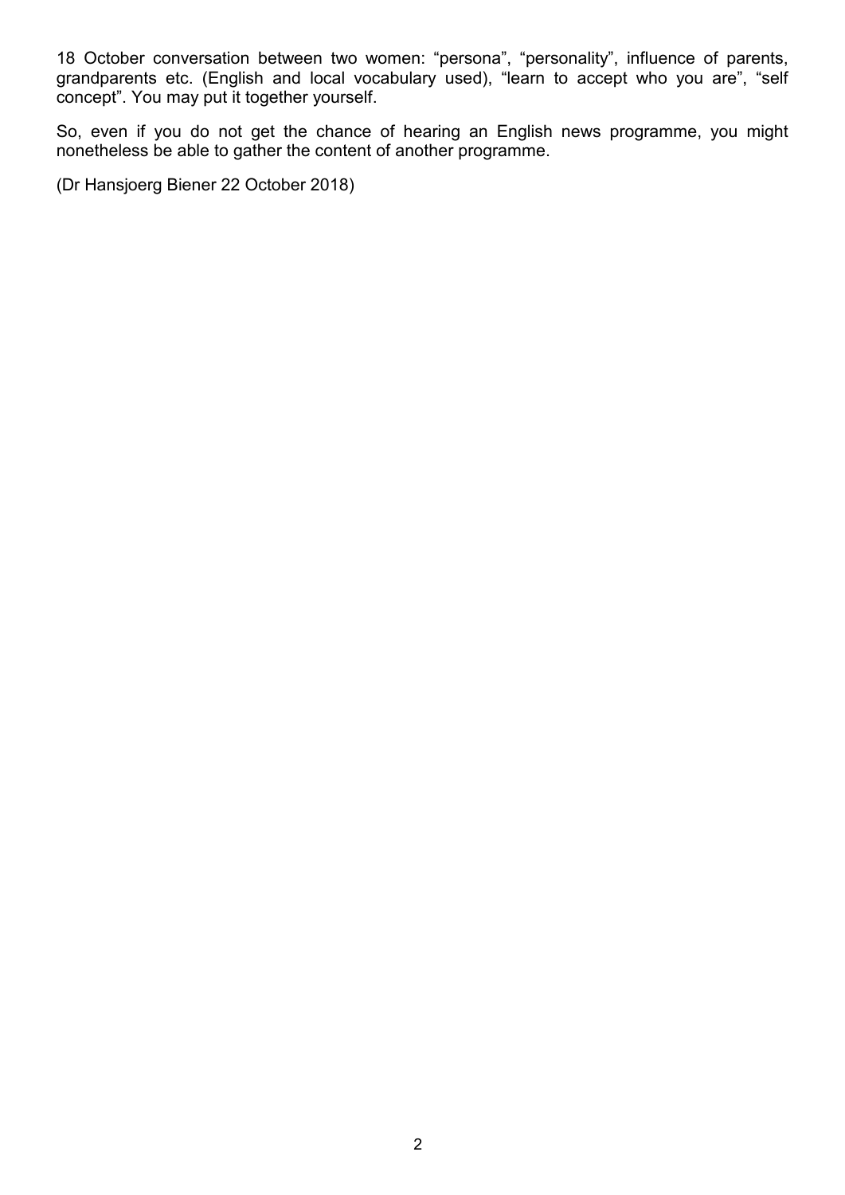18 October conversation between two women: "persona", "personality", influence of parents, grandparents etc. (English and local vocabulary used), "learn to accept who you are", "self concept". You may put it together yourself.

So, even if you do not get the chance of hearing an English news programme, you might nonetheless be able to gather the content of another programme.

(Dr Hansjoerg Biener 22 October 2018)